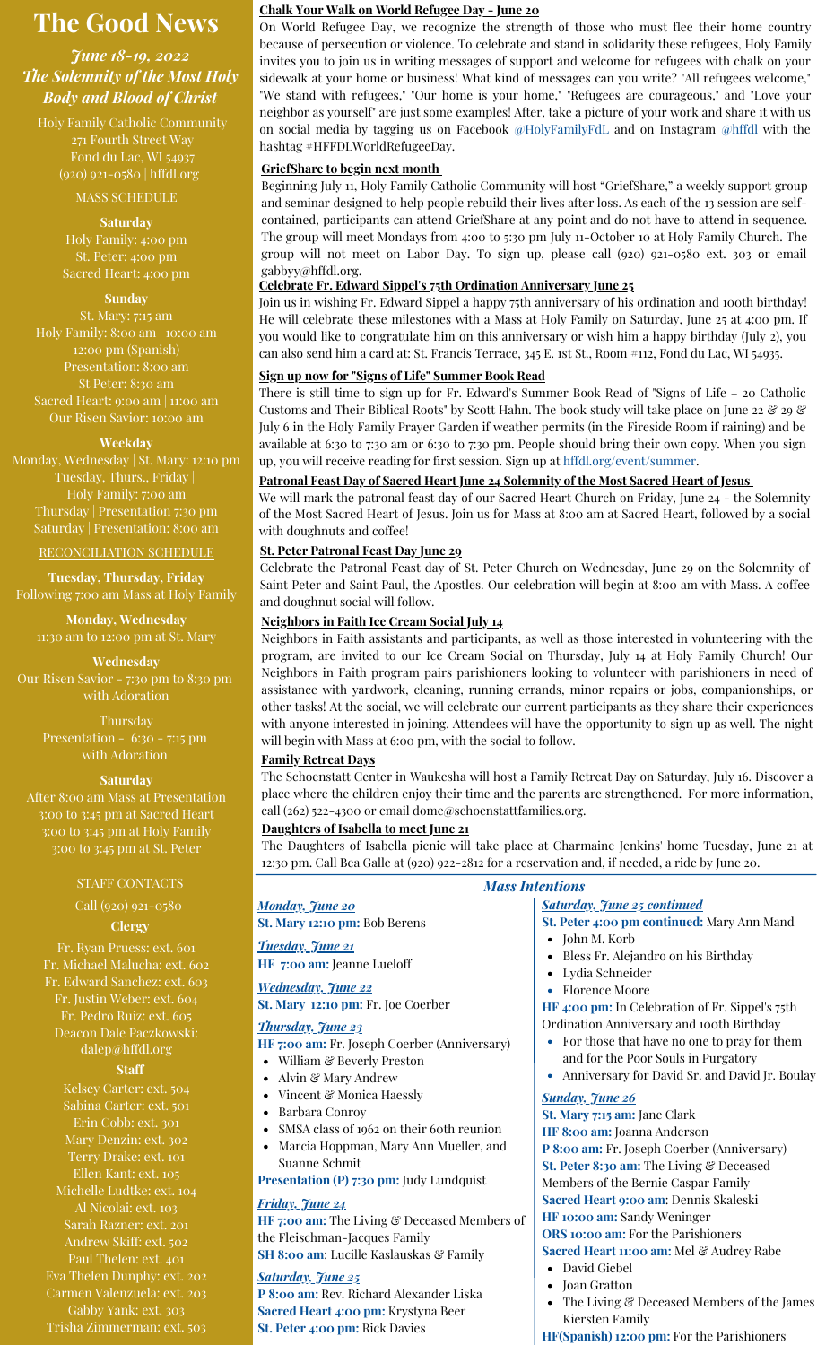# The Good News

***June 18-19, 2022***
***The Solemnity of the Most Holy Body and Blood of Christ***

Holy Family Catholic Community
271 Fourth Street Way
Fond du Lac, WI 54937
(920) 921-0580 | hffdl.org

MASS SCHEDULE

**Saturday**
Holy Family: 4:00 pm
St. Peter: 4:00 pm
Sacred Heart: 4:00 pm

**Sunday**
St. Mary: 7:15 am
Holy Family: 8:00 am | 10:00 am
12:00 pm (Spanish)
Presentation: 8:00 am
St Peter: 8:30 am
Sacred Heart: 9:00 am | 11:00 am
Our Risen Savior: 10:00 am

**Weekday**
Monday, Wednesday | St. Mary: 12:10 pm
Tuesday, Thurs., Friday |
Holy Family: 7:00 am
Thursday | Presentation 7:30 pm
Saturday | Presentation: 8:00 am

RECONCILIATION SCHEDULE

**Tuesday, Thursday, Friday**
Following 7:00 am Mass at Holy Family

**Monday, Wednesday**
11:30 am to 12:00 pm at St. Mary

**Wednesday**
Our Risen Savior - 7:30 pm to 8:30 pm with Adoration

Thursday
Presentation - 6:30 - 7:15 pm with Adoration

**Saturday**
After 8:00 am Mass at Presentation
3:00 to 3:45 pm at Sacred Heart
3:00 to 3:45 pm at Holy Family
3:00 to 3:45 pm at St. Peter

STAFF CONTACTS

Call (920) 921-0580

**Clergy**
Fr. Ryan Pruess: ext. 601
Fr. Michael Malucha: ext. 602
Fr. Edward Sanchez: ext. 603
Fr. Justin Weber: ext. 604
Fr. Pedro Ruiz: ext. 605
Deacon Dale Paczkowski: dalep@hffdl.org

**Staff**
Kelsey Carter: ext. 504
Sabina Carter: ext. 501
Erin Cobb: ext. 301
Mary Denzin: ext. 302
Terry Drake: ext. 101
Ellen Kant: ext. 105
Michelle Ludtke: ext. 104
Al Nicolai: ext. 103
Sarah Razner: ext. 201
Andrew Skiff: ext. 502
Paul Thelen: ext. 401
Eva Thelen Dunphy: ext. 202
Carmen Valenzuela: ext. 203
Gabby Yank: ext. 303
Trisha Zimmerman: ext. 503

## Chalk Your Walk on World Refugee Day - June 20

On World Refugee Day, we recognize the strength of those who must flee their home country because of persecution or violence. To celebrate and stand in solidarity these refugees, Holy Family invites you to join us in writing messages of support and welcome for refugees with chalk on your sidewalk at your home or business! What kind of messages can you write? "All refugees welcome," "We stand with refugees," "Our home is your home," "Refugees are courageous," and "Love your neighbor as yourself" are just some examples! After, take a picture of your work and share it with us on social media by tagging us on Facebook @HolyFamilyFdL and on Instagram @hffdl with the hashtag #HFFDLWorldRefugeeDay.

## GriefShare to begin next month

Beginning July 11, Holy Family Catholic Community will host "GriefShare," a weekly support group and seminar designed to help people rebuild their lives after loss. As each of the 13 session are self-contained, participants can attend GriefShare at any point and do not have to attend in sequence. The group will meet Mondays from 4:00 to 5:30 pm July 11-October 10 at Holy Family Church. The group will not meet on Labor Day. To sign up, please call (920) 921-0580 ext. 303 or email gabbyy@hffdl.org.

## Celebrate Fr. Edward Sippel's 75th Ordination Anniversary June 25

Join us in wishing Fr. Edward Sippel a happy 75th anniversary of his ordination and 100th birthday! He will celebrate these milestones with a Mass at Holy Family on Saturday, June 25 at 4:00 pm. If you would like to congratulate him on this anniversary or wish him a happy birthday (July 2), you can also send him a card at: St. Francis Terrace, 345 E. 1st St., Room #112, Fond du Lac, WI 54935.

## Sign up now for "Signs of Life" Summer Book Read

There is still time to sign up for Fr. Edward's Summer Book Read of "Signs of Life – 20 Catholic Customs and Their Biblical Roots" by Scott Hahn. The book study will take place on June 22 & 29 & July 6 in the Holy Family Prayer Garden if weather permits (in the Fireside Room if raining) and be available at 6:30 to 7:30 am or 6:30 to 7:30 pm. People should bring their own copy. When you sign up, you will receive reading for first session. Sign up at hffdl.org/event/summer.

## Patronal Feast Day of Sacred Heart June 24 Solemnity of the Most Sacred Heart of Jesus

We will mark the patronal feast day of our Sacred Heart Church on Friday, June 24 - the Solemnity of the Most Sacred Heart of Jesus. Join us for Mass at 8:00 am at Sacred Heart, followed by a social with doughnuts and coffee!

## St. Peter Patronal Feast Day June 29

Celebrate the Patronal Feast day of St. Peter Church on Wednesday, June 29 on the Solemnity of Saint Peter and Saint Paul, the Apostles. Our celebration will begin at 8:00 am with Mass. A coffee and doughnut social will follow.

## Neighbors in Faith Ice Cream Social July 14

Neighbors in Faith assistants and participants, as well as those interested in volunteering with the program, are invited to our Ice Cream Social on Thursday, July 14 at Holy Family Church! Our Neighbors in Faith program pairs parishioners looking to volunteer with parishioners in need of assistance with yardwork, cleaning, running errands, minor repairs or jobs, companionships, or other tasks! At the social, we will celebrate our current participants as they share their experiences with anyone interested in joining. Attendees will have the opportunity to sign up as well. The night will begin with Mass at 6:00 pm, with the social to follow.

## Family Retreat Days

The Schoenstatt Center in Waukesha will host a Family Retreat Day on Saturday, July 16. Discover a place where the children enjoy their time and the parents are strengthened. For more information, call (262) 522-4300 or email dome@schoenstattfamilies.org.

## Daughters of Isabella to meet June 21

The Daughters of Isabella picnic will take place at Charmaine Jenkins' home Tuesday, June 21 at 12:30 pm. Call Bea Galle at (920) 922-2812 for a reservation and, if needed, a ride by June 20.

## *Mass Intentions*

***Monday, June 20***
**St. Mary 12:10 pm:** Bob Berens

***Tuesday, June 21***
**HF 7:00 am:** Jeanne Lueloff

***Wednesday, June 22***
**St. Mary 12:10 pm:** Fr. Joe Coerber

***Thursday, June 23***
**HF 7:00 am:** Fr. Joseph Coerber (Anniversary)
- William & Beverly Preston
- Alvin & Mary Andrew
- Vincent & Monica Haessly
- Barbara Conroy
- SMSA class of 1962 on their 60th reunion
- Marcia Hoppman, Mary Ann Mueller, and Suanne Schmit

**Presentation (P) 7:30 pm:** Judy Lundquist

***Friday, June 24***
**HF 7:00 am:** The Living & Deceased Members of the Fleischman-Jacques Family
**SH 8:00 am:** Lucille Kaslauskas & Family

***Saturday, June 25***
**P 8:00 am:** Rev. Richard Alexander Liska
**Sacred Heart 4:00 pm:** Krystyna Beer
**St. Peter 4:00 pm:** Rick Davies

***Saturday, June 25 continued***
**St. Peter 4:00 pm continued:** Mary Ann Mand
- John M. Korb
- Bless Fr. Alejandro on his Birthday
- Lydia Schneider
- Florence Moore

**HF 4:00 pm:** In Celebration of Fr. Sippel's 75th Ordination Anniversary and 100th Birthday
- For those that have no one to pray for them and for the Poor Souls in Purgatory
- Anniversary for David Sr. and David Jr. Boulay

***Sunday, June 26***
**St. Mary 7:15 am:** Jane Clark
**HF 8:00 am:** Joanna Anderson
**P 8:00 am:** Fr. Joseph Coerber (Anniversary)
**St. Peter 8:30 am:** The Living & Deceased Members of the Bernie Caspar Family
**Sacred Heart 9:00 am:** Dennis Skaleski
**HF 10:00 am:** Sandy Weninger
**ORS 10:00 am:** For the Parishioners
**Sacred Heart 11:00 am:** Mel & Audrey Rabe
- David Giebel
- Joan Gratton
- The Living & Deceased Members of the James Kiersten Family

**HF(Spanish) 12:00 pm:** For the Parishioners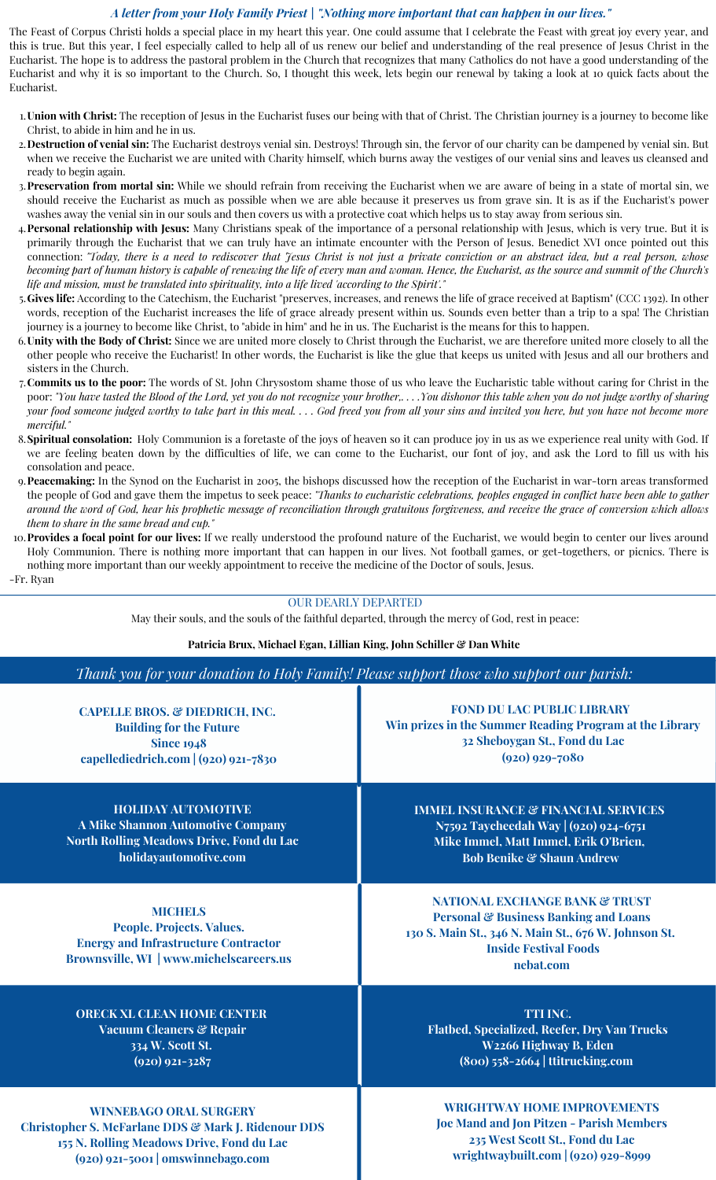### *A letter from your Holy Family Priest | "Nothing more important that can happen in our lives."*

The Feast of Corpus Christi holds a special place in my heart this year. One could assume that I celebrate the Feast with great joy every year, and this is true. But this year, I feel especially called to help all of us renew our belief and understanding of the real presence of Jesus Christ in the Eucharist. The hope is to address the pastoral problem in the Church that recognizes that many Catholics do not have a good understanding of the Eucharist and why it is so important to the Church. So, I thought this week, lets begin our renewal by taking a look at 10 quick facts about the Eucharist.

1. **Union with Christ:** The reception of Jesus in the Eucharist fuses our being with that of Christ. The Christian journey is a journey to become like Christ, to abide in him and he in us.
2. **Destruction of venial sin:** The Eucharist destroys venial sin. Destroys! Through sin, the fervor of our charity can be dampened by venial sin. But when we receive the Eucharist we are united with Charity himself, which burns away the vestiges of our venial sins and leaves us cleansed and ready to begin again.
3. **Preservation from mortal sin:** While we should refrain from receiving the Eucharist when we are aware of being in a state of mortal sin, we should receive the Eucharist as much as possible when we are able because it preserves us from grave sin. It is as if the Eucharist's power washes away the venial sin in our souls and then covers us with a protective coat which helps us to stay away from serious sin.
4. **Personal relationship with Jesus:** Many Christians speak of the importance of a personal relationship with Jesus, which is very true. But it is primarily through the Eucharist that we can truly have an intimate encounter with the Person of Jesus. Benedict XVI once pointed out this connection: *"Today, there is a need to rediscover that Jesus Christ is not just a private conviction or an abstract idea, but a real person, whose becoming part of human history is capable of renewing the life of every man and woman. Hence, the Eucharist, as the source and summit of the Church's life and mission, must be translated into spirituality, into a life lived 'according to the Spirit'."*
5. **Gives life:** According to the Catechism, the Eucharist "preserves, increases, and renews the life of grace received at Baptism" (CCC 1392). In other words, reception of the Eucharist increases the life of grace already present within us. Sounds even better than a trip to a spa! The Christian journey is a journey to become like Christ, to "abide in him" and he in us. The Eucharist is the means for this to happen.
6. **Unity with the Body of Christ:** Since we are united more closely to Christ through the Eucharist, we are therefore united more closely to all the other people who receive the Eucharist! In other words, the Eucharist is like the glue that keeps us united with Jesus and all our brothers and sisters in the Church.
7. **Commits us to the poor:** The words of St. John Chrysostom shame those of us who leave the Eucharistic table without caring for Christ in the poor: *"You have tasted the Blood of the Lord, yet you do not recognize your brother,. . . .You dishonor this table when you do not judge worthy of sharing your food someone judged worthy to take part in this meal. . . . God freed you from all your sins and invited you here, but you have not become more merciful."*
8. **Spiritual consolation:** Holy Communion is a foretaste of the joys of heaven so it can produce joy in us as we experience real unity with God. If we are feeling beaten down by the difficulties of life, we can come to the Eucharist, our font of joy, and ask the Lord to fill us with his consolation and peace.
9. **Peacemaking:** In the Synod on the Eucharist in 2005, the bishops discussed how the reception of the Eucharist in war-torn areas transformed the people of God and gave them the impetus to seek peace: *"Thanks to eucharistic celebrations, peoples engaged in conflict have been able to gather around the word of God, hear his prophetic message of reconciliation through gratuitous forgiveness, and receive the grace of conversion which allows them to share in the same bread and cup."*
10. **Provides a focal point for our lives:** If we really understood the profound nature of the Eucharist, we would begin to center our lives around Holy Communion. There is nothing more important that can happen in our lives. Not football games, or get-togethers, or picnics. There is nothing more important than our weekly appointment to receive the medicine of the Doctor of souls, Jesus.

-Fr. Ryan

## OUR DEARLY DEPARTED

May their souls, and the souls of the faithful departed, through the mercy of God, rest in peace:

**Patricia Brux, Michael Egan, Lillian King, John Schiller & Dan White**

## *Thank you for your donation to Holy Family! Please support those who support our parish:*

**CAPELLE BROS. & DIEDRICH, INC.**
**Building for the Future**
**Since 1948**
**capellediedrich.com | (920) 921-7830**

**FOND DU LAC PUBLIC LIBRARY**
**Win prizes in the Summer Reading Program at the Library**
**32 Sheboygan St., Fond du Lac**
**(920) 929-7080**

**HOLIDAY AUTOMOTIVE**
**A Mike Shannon Automotive Company**
**North Rolling Meadows Drive, Fond du Lac**
**holidayautomotive.com**

**IMMEL INSURANCE & FINANCIAL SERVICES**
**N7592 Taycheedah Way | (920) 924-6751**
**Mike Immel, Matt Immel, Erik O'Brien,**
**Bob Benike & Shaun Andrew**

**MICHELS**
**People. Projects. Values.**
**Energy and Infrastructure Contractor**
**Brownsville, WI | www.michelscareers.us**

**NATIONAL EXCHANGE BANK & TRUST**
**Personal & Business Banking and Loans**
**130 S. Main St., 346 N. Main St., 676 W. Johnson St.**
**Inside Festival Foods**
**nebat.com**

**ORECK XL CLEAN HOME CENTER**
**Vacuum Cleaners & Repair**
**334 W. Scott St.**
**(920) 921-3287**

**TTI INC.**
**Flatbed, Specialized, Reefer, Dry Van Trucks**
**W2266 Highway B, Eden**
**(800) 558-2664 | ttitrucking.com**

**WINNEBAGO ORAL SURGERY**
**Christopher S. McFarlane DDS & Mark J. Ridenour DDS**
**155 N. Rolling Meadows Drive, Fond du Lac**
**(920) 921-5001 | omswinnebago.com**

**WRIGHTWAY HOME IMPROVEMENTS**
**Joe Mand and Jon Pitzen - Parish Members**
**235 West Scott St., Fond du Lac**
**wrightwaybuilt.com | (920) 929-8999**